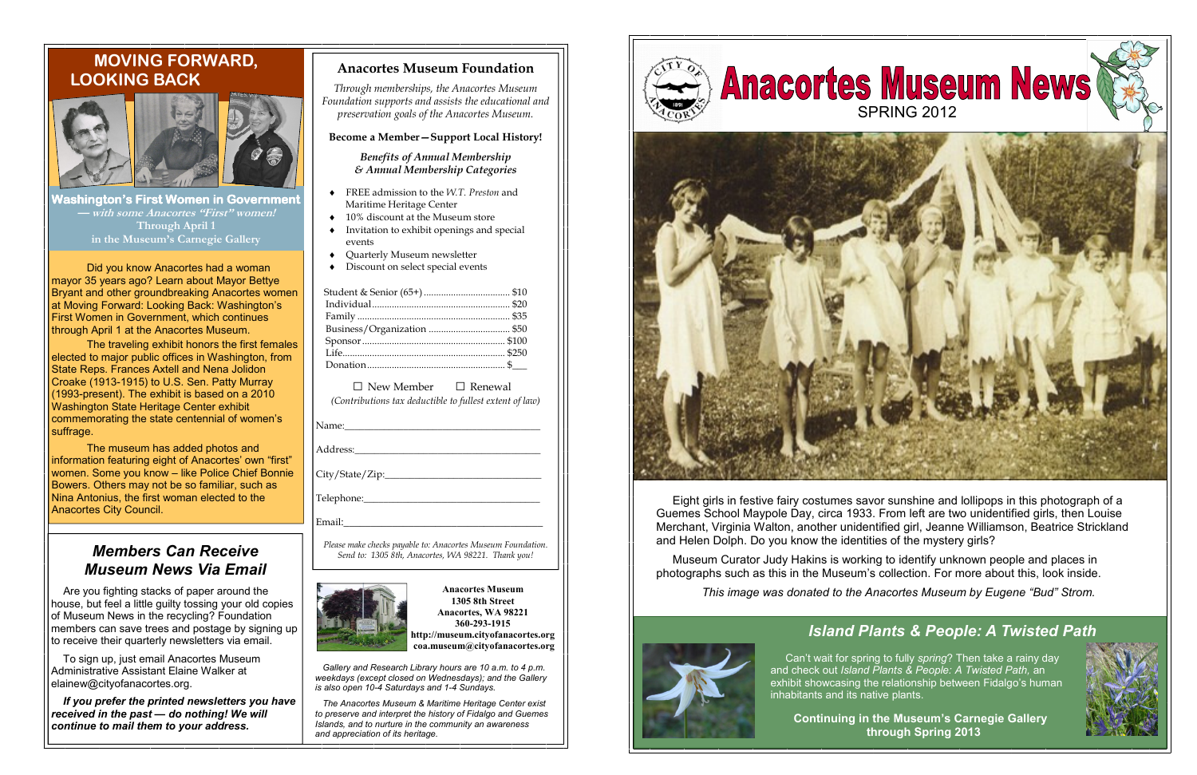# Anacortes Museum News

SPRING 2012

Eight girls in festive fairy costumes savor sunshine and lollipops in this photograph of a Guemes School Maypole Day, circa 1933. From left are two unidentified girls, then Louise Merchant, Virginia Walton, another unidentified girl, Jeanne Williamson, Beatrice Strickland and Helen Dolph. Do you know the identities of the mystery girls?

Museum Curator Judy Hakins is working to identify unknown people and places in photographs such as this in the Museum's collection. For more about this, look inside.

*This image was donated to the Anacortes Museum by Eugene "Bud" Strom.*

## *Island Plants & People: A Twisted Path*

Can't wait for spring to fully *spring*? Then take a rainy day and check out *Island Plants & People: A Twisted Path*, an exhibit showcasing the relationship between Fidalgo's human inhabitants and its native plants.

**Continuing in the Museum's Carnegie Gallery through Spring 2013**

## MOVING FORWARD, LOOKING BACK

**Washington's First Women in Government**

*— with some Anacortes "First" women!*

**Through April 1 in the Museum's Carnegie Gallery**

Did you know Anacortes had a woman mayor 35 years ago? Learn about Mayor Bettye Bryant and other groundbreaking Anacortes women at Moving Forward: Looking Back: Washington's First Women in Government, which continues through April 1 at the Anacortes Museum.

The traveling exhibit honors the first females elected to major public offices in Washington, from State Reps. Frances Axtell and Nena Jolidon Croake (1913-1915) to U.S. Sen. Patty Murray (1993-present). The exhibit is based on a 2010 Washington State Heritage Center exhibit commemorating the state centennial of women's suffrage.

The museum has added photos and information featuring eight of Anacortes' own "first" women. Some you know – like Police Chief Bonnie Bowers. Others may not be so familiar, such as Nina Antonius, the first woman elected to the Anacortes City Council.

## *Members Can Receive Museum News Via Email*

Are you fighting stacks of paper around the house, but feel a little guilty tossing your old copies of Museum News in the recycling? Foundation members can save trees and postage by signing up to receive their quarterly newsletters via email.

To sign up, just email Anacortes Museum Administrative Assistant Elaine Walker at elainew@cityofanacortes.org.

***If you prefer the printed newsletters you have received in the past — do nothing! We will continue to mail them to your address.***

## Anacortes Museum Foundation

*Through memberships, the Anacortes Museum Foundation supports and assists the educational and preservation goals of the Anacortes Museum.*

**Become a Member—Support Local History!**

***Benefits of Annual Membership & Annual Membership Categories***

- FREE admission to the *W.T. Preston* and Maritime Heritage Center
- 10% discount at the Museum store
- Invitation to exhibit openings and special events
- Quarterly Museum newsletter
- Discount on select special events

| Category | Amount |
|---|---|
| Student & Senior (65+) | $10 |
| Individual | $20 |
| Family | $35 |
| Business/Organization | $50 |
| Sponsor | $100 |
| Life | $250 |
| Donation | $___ |

☐ New Member ☐ Renewal

*(Contributions tax deductible to fullest extent of law)*

Name:______________________________

Address:____________________________

City/State/Zip:_______________________

Telephone:__________________________

Email:______________________________

*Please make checks payable to: Anacortes Museum Foundation. Send to: 1305 8th, Anacortes, WA 98221. Thank you!*

**Anacortes Museum**
**1305 8th Street**
**Anacortes, WA 98221**
**360-293-1915**
**http://museum.cityofanacortes.org**
**coa.museum@cityofanacortes.org**

*Gallery and Research Library hours are 10 a.m. to 4 p.m. weekdays (except closed on Wednesdays); and the Gallery is also open 10-4 Saturdays and 1-4 Sundays.*

*The Anacortes Museum & Maritime Heritage Center exist to preserve and interpret the history of Fidalgo and Guemes Islands, and to nurture in the community an awareness and appreciation of its heritage.*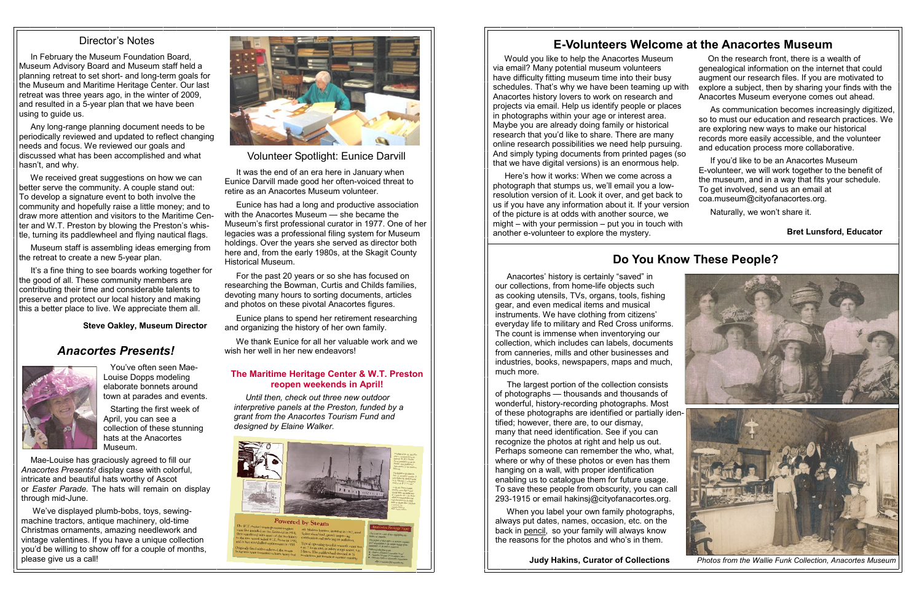## Director's Notes

In February the Museum Foundation Board, Museum Advisory Board and Museum staff held a planning retreat to set short- and long-term goals for the Museum and Maritime Heritage Center. Our last retreat was three years ago, in the winter of 2009, and resulted in a 5-year plan that we have been using to guide us.

Any long-range planning document needs to be periodically reviewed and updated to reflect changing needs and focus. We reviewed our goals and discussed what has been accomplished and what hasn't, and why.

We received great suggestions on how we can better serve the community. A couple stand out: To develop a signature event to both involve the community and hopefully raise a little money; and to draw more attention and visitors to the Maritime Center and W.T. Preston by blowing the Preston's whistle, turning its paddlewheel and flying nautical flags.

Museum staff is assembling ideas emerging from the retreat to create a new 5-year plan.

It's a fine thing to see boards working together for the good of all. These community members are contributing their time and considerable talents to preserve and protect our local history and making this a better place to live. We appreciate them all.

**Steve Oakley, Museum Director**

## *Anacortes Presents!*

You've often seen Mae-Louise Dopps modeling elaborate bonnets around town at parades and events.

Starting the first week of April, you can see a collection of these stunning hats at the Anacortes Museum.

Mae-Louise has graciously agreed to fill our *Anacortes Presents!* display case with colorful, intricate and beautiful hats worthy of Ascot or *Easter Parade.* The hats will remain on display through mid-June.

We've displayed plumb-bobs, toys, sewing-machine tractors, antique machinery, old-time Christmas ornaments, amazing needlework and vintage valentines. If you have a unique collection you'd be willing to show off for a couple of months, please give us a call!

## Volunteer Spotlight: Eunice Darvill

It was the end of an era here in January when Eunice Darvill made good her often-voiced threat to retire as an Anacortes Museum volunteer.

Eunice has had a long and productive association with the Anacortes Museum — she became the Museum's first professional curator in 1977. One of her legacies was a professional filing system for Museum holdings. Over the years she served as director both here and, from the early 1980s, at the Skagit County Historical Museum.

For the past 20 years or so she has focused on researching the Bowman, Curtis and Childs families, devoting many hours to sorting documents, articles and photos on these pivotal Anacortes figures.

Eunice plans to spend her retirement researching and organizing the history of her own family.

We thank Eunice for all her valuable work and we wish her well in her new endeavors!

### The Maritime Heritage Center & W.T. Preston reopen weekends in April!

*Until then, check out three new outdoor interpretive panels at the Preston, funded by a grant from the Anacortes Tourism Fund and designed by Elaine Walker.*

## E-Volunteers Welcome at the Anacortes Museum

Would you like to help the Anacortes Museum via email? Many potential museum volunteers have difficulty fitting museum time into their busy schedules. That's why we have been teaming up with Anacortes history lovers to work on research and projects via email. Help us identify people or places in photographs within your age or interest area. Maybe you are already doing family or historical research that you'd like to share. There are many online research possibilities we need help pursuing. And simply typing documents from printed pages (so that we have digital versions) is an enormous help.

Here's how it works: When we come across a photograph that stumps us, we'll email you a low-resolution version of it. Look it over, and get back to us if you have any information about it. If your version of the picture is at odds with another source, we might – with your permission – put you in touch with another e-volunteer to explore the mystery.

On the research front, there is a wealth of genealogical information on the internet that could augment our research files. If you are motivated to explore a subject, then by sharing your finds with the Anacortes Museum everyone comes out ahead.

As communication becomes increasingly digitized, so to must our education and research practices. We are exploring new ways to make our historical records more easily accessible, and the volunteer and education process more collaborative.

If you'd like to be an Anacortes Museum E-volunteer, we will work together to the benefit of the museum, and in a way that fits your schedule. To get involved, send us an email at coa.museum@cityofanacortes.org.

Naturally, we won't share it.

**Bret Lunsford, Educator**

## Do You Know These People?

Anacortes' history is certainly "saved" in our collections, from home-life objects such as cooking utensils, TVs, organs, tools, fishing gear, and even medical items and musical instruments. We have clothing from citizens' everyday life to military and Red Cross uniforms. The count is immense when inventorying our collection, which includes can labels, documents from canneries, mills and other businesses and industries, books, newspapers, maps and much, much more.

The largest portion of the collection consists of photographs — thousands and thousands of wonderful, history-recording photographs. Most of these photographs are identified or partially identified; however, there are, to our dismay, many that need identification. See if you can recognize the photos at right and help us out. Perhaps someone can remember the who, what, where or why of these photos or even has them hanging on a wall, with proper identification enabling us to catalogue them for future usage. To save these people from obscurity, you can call 293-1915 or email hakinsj@cityofanacortes.org.

When you label your own family photographs, always put dates, names, occasion, etc. on the back in pencil, so your family will always know the reasons for the photos and who's in them.

**Judy Hakins, Curator of Collections**

*Photos from the Wallie Funk Collection, Anacortes Museum*